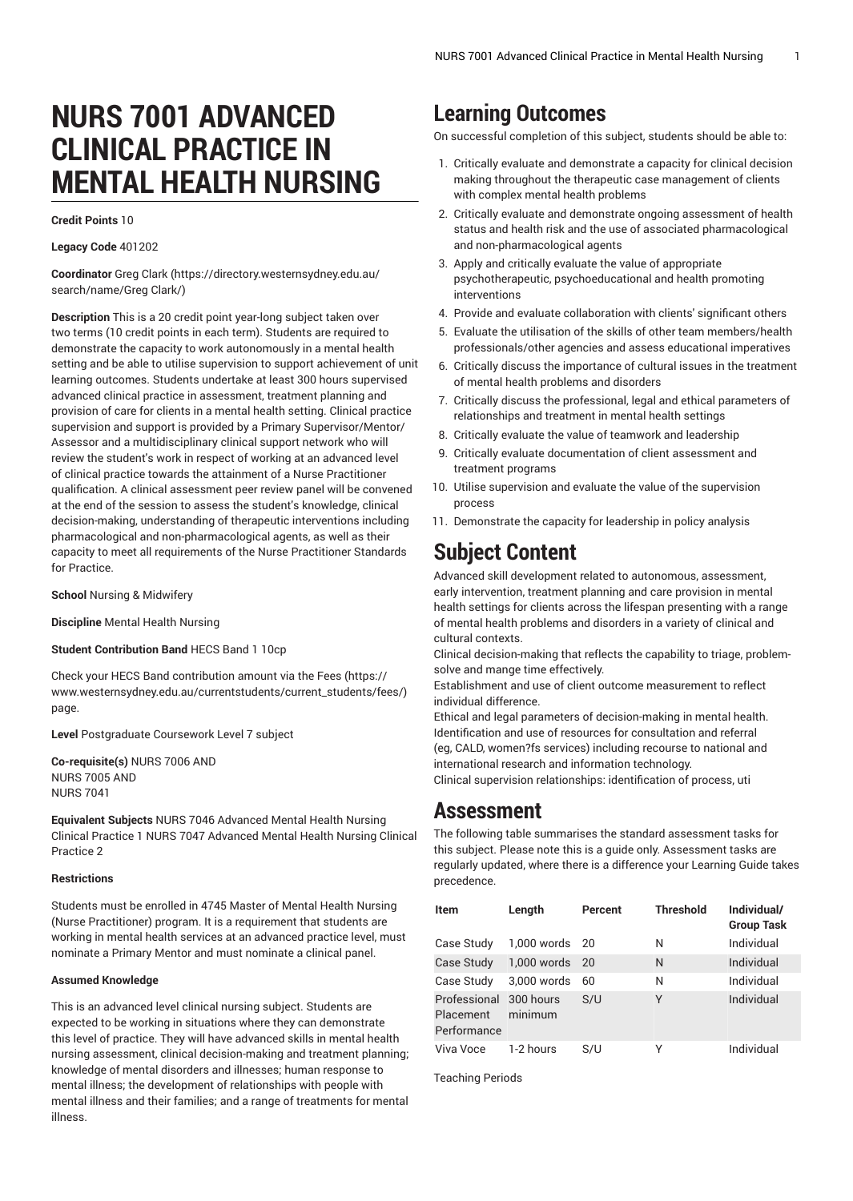# NURS 7001 ADVANCED CLINICAL PRACTICE IN MENTAL HEALTH NURSING

**Credit Points** 10

**Legacy Code** 401202

**Coordinator** Greg Clark (https://directory.westernsydney.edu.au/search/name/Greg Clark/)

**Description** This is a 20 credit point year-long subject taken over two terms (10 credit points in each term). Students are required to demonstrate the capacity to work autonomously in a mental health setting and be able to utilise supervision to support achievement of unit learning outcomes. Students undertake at least 300 hours supervised advanced clinical practice in assessment, treatment planning and provision of care for clients in a mental health setting. Clinical practice supervision and support is provided by a Primary Supervisor/Mentor/Assessor and a multidisciplinary clinical support network who will review the student's work in respect of working at an advanced level of clinical practice towards the attainment of a Nurse Practitioner qualification. A clinical assessment peer review panel will be convened at the end of the session to assess the student's knowledge, clinical decision-making, understanding of therapeutic interventions including pharmacological and non-pharmacological agents, as well as their capacity to meet all requirements of the Nurse Practitioner Standards for Practice.

**School** Nursing & Midwifery

**Discipline** Mental Health Nursing

**Student Contribution Band** HECS Band 1 10cp

Check your HECS Band contribution amount via the Fees (https://www.westernsydney.edu.au/currentstudents/current_students/fees/) page.

**Level** Postgraduate Coursework Level 7 subject

**Co-requisite(s)** NURS 7006 AND
NURS 7005 AND
NURS 7041

**Equivalent Subjects** NURS 7046 Advanced Mental Health Nursing Clinical Practice 1 NURS 7047 Advanced Mental Health Nursing Clinical Practice 2

**Restrictions**

Students must be enrolled in 4745 Master of Mental Health Nursing (Nurse Practitioner) program. It is a requirement that students are working in mental health services at an advanced practice level, must nominate a Primary Mentor and must nominate a clinical panel.

**Assumed Knowledge**

This is an advanced level clinical nursing subject. Students are expected to be working in situations where they can demonstrate this level of practice. They will have advanced skills in mental health nursing assessment, clinical decision-making and treatment planning; knowledge of mental disorders and illnesses; human response to mental illness; the development of relationships with people with mental illness and their families; and a range of treatments for mental illness.

## Learning Outcomes

On successful completion of this subject, students should be able to:

1. Critically evaluate and demonstrate a capacity for clinical decision making throughout the therapeutic case management of clients with complex mental health problems
2. Critically evaluate and demonstrate ongoing assessment of health status and health risk and the use of associated pharmacological and non-pharmacological agents
3. Apply and critically evaluate the value of appropriate psychotherapeutic, psychoeducational and health promoting interventions
4. Provide and evaluate collaboration with clients' significant others
5. Evaluate the utilisation of the skills of other team members/health professionals/other agencies and assess educational imperatives
6. Critically discuss the importance of cultural issues in the treatment of mental health problems and disorders
7. Critically discuss the professional, legal and ethical parameters of relationships and treatment in mental health settings
8. Critically evaluate the value of teamwork and leadership
9. Critically evaluate documentation of client assessment and treatment programs
10. Utilise supervision and evaluate the value of the supervision process
11. Demonstrate the capacity for leadership in policy analysis

## Subject Content

Advanced skill development related to autonomous, assessment, early intervention, treatment planning and care provision in mental health settings for clients across the lifespan presenting with a range of mental health problems and disorders in a variety of clinical and cultural contexts.
Clinical decision-making that reflects the capability to triage, problem-solve and mange time effectively.
Establishment and use of client outcome measurement to reflect individual difference.
Ethical and legal parameters of decision-making in mental health.
Identification and use of resources for consultation and referral (eg, CALD, women?fs services) including recourse to national and international research and information technology.
Clinical supervision relationships: identification of process, uti

## Assessment

The following table summarises the standard assessment tasks for this subject. Please note this is a guide only. Assessment tasks are regularly updated, where there is a difference your Learning Guide takes precedence.

| Item | Length | Percent | Threshold | Individual/Group Task |
|---|---|---|---|---|
| Case Study | 1,000 words | 20 | N | Individual |
| Case Study | 1,000 words | 20 | N | Individual |
| Case Study | 3,000 words | 60 | N | Individual |
| Professional Placement Performance | 300 hours minimum | S/U | Y | Individual |
| Viva Voce | 1-2 hours | S/U | Y | Individual |

Teaching Periods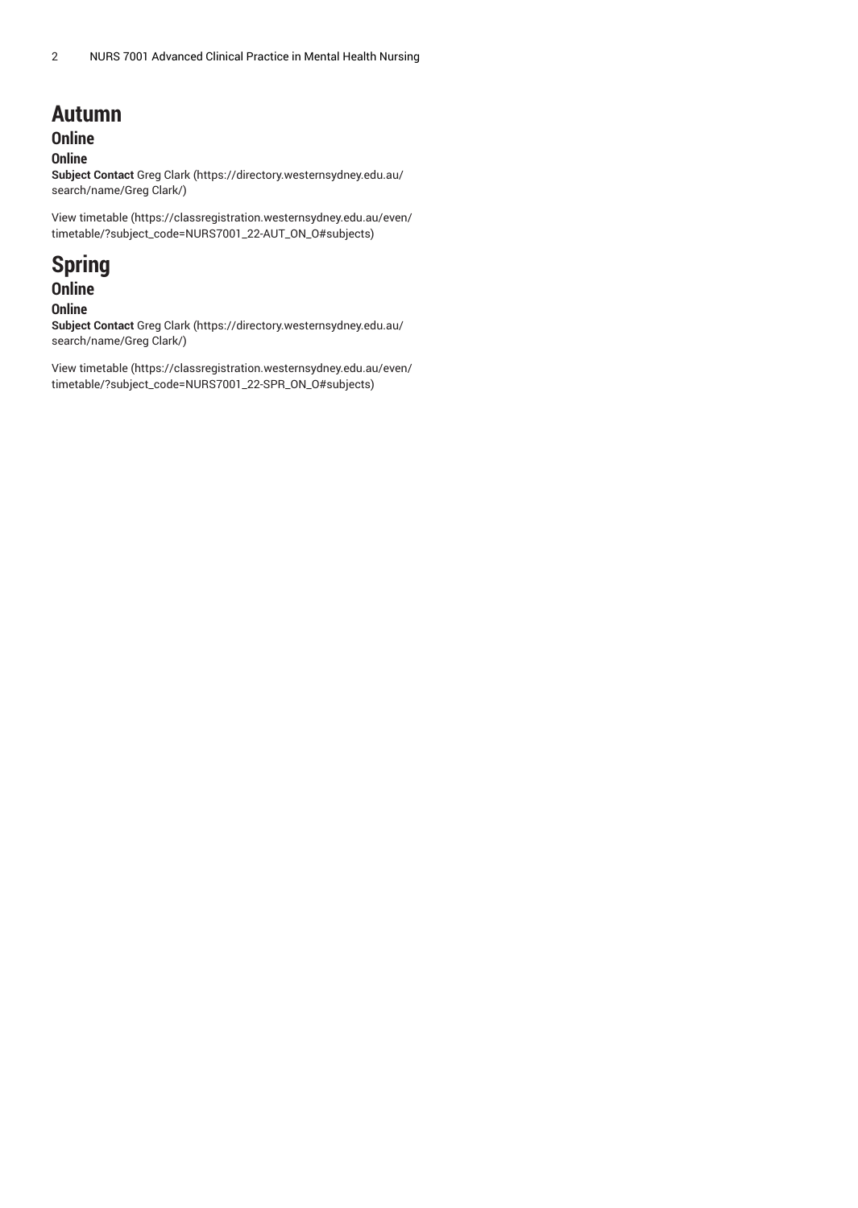# Autumn

## Online

### Online

**Subject Contact** Greg Clark (https://directory.westernsydney.edu.au/search/name/Greg Clark/)

View timetable (https://classregistration.westernsydney.edu.au/even/timetable/?subject_code=NURS7001_22-AUT_ON_O#subjects)

# Spring

## Online

### Online

**Subject Contact** Greg Clark (https://directory.westernsydney.edu.au/search/name/Greg Clark/)

View timetable (https://classregistration.westernsydney.edu.au/even/timetable/?subject_code=NURS7001_22-SPR_ON_O#subjects)